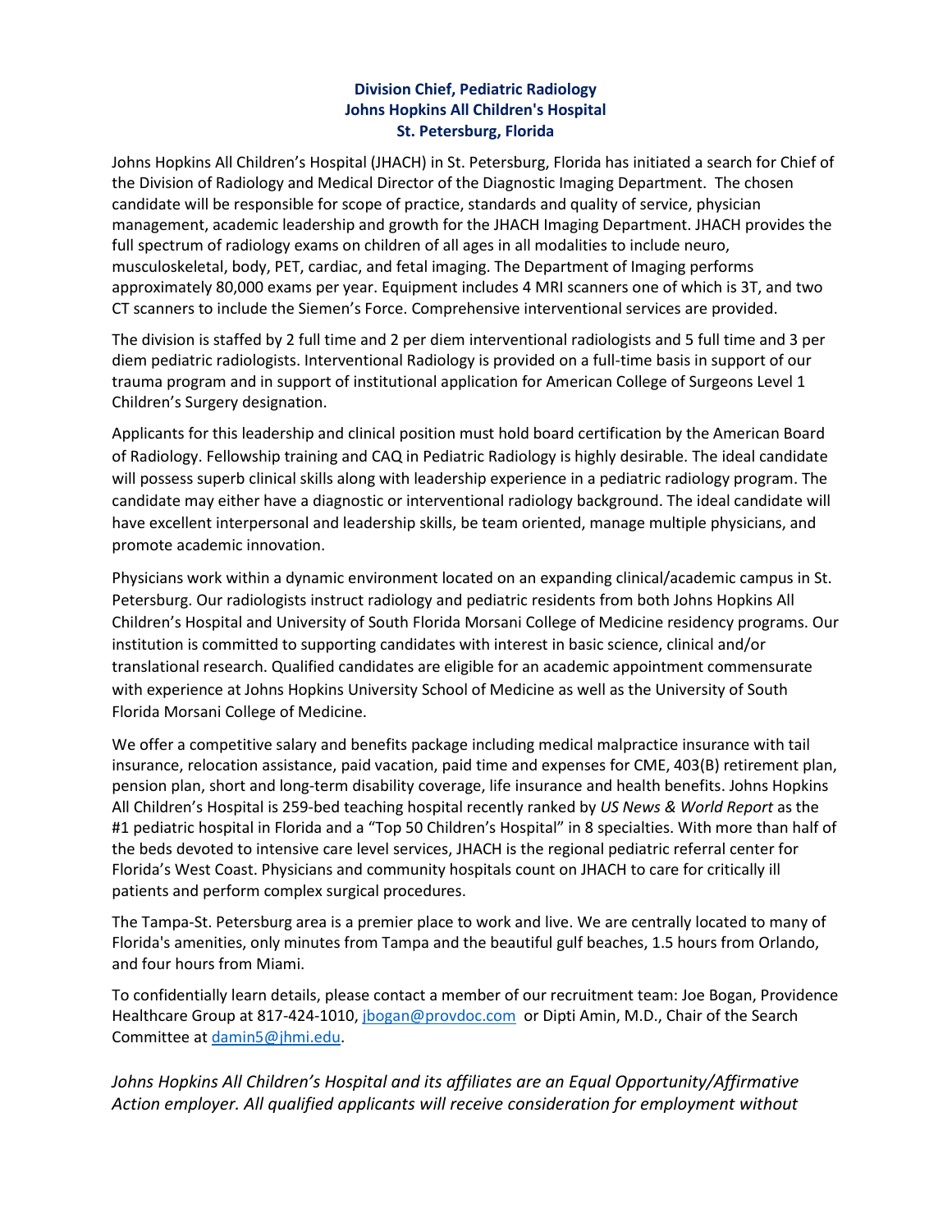**Division Chief, Pediatric Radiology**
**Johns Hopkins All Children's Hospital**
**St. Petersburg, Florida**

Johns Hopkins All Children's Hospital (JHACH) in St. Petersburg, Florida has initiated a search for Chief of the Division of Radiology and Medical Director of the Diagnostic Imaging Department. The chosen candidate will be responsible for scope of practice, standards and quality of service, physician management, academic leadership and growth for the JHACH Imaging Department. JHACH provides the full spectrum of radiology exams on children of all ages in all modalities to include neuro, musculoskeletal, body, PET, cardiac, and fetal imaging. The Department of Imaging performs approximately 80,000 exams per year. Equipment includes 4 MRI scanners one of which is 3T, and two CT scanners to include the Siemen's Force. Comprehensive interventional services are provided.

The division is staffed by 2 full time and 2 per diem interventional radiologists and 5 full time and 3 per diem pediatric radiologists. Interventional Radiology is provided on a full-time basis in support of our trauma program and in support of institutional application for American College of Surgeons Level 1 Children's Surgery designation.

Applicants for this leadership and clinical position must hold board certification by the American Board of Radiology. Fellowship training and CAQ in Pediatric Radiology is highly desirable. The ideal candidate will possess superb clinical skills along with leadership experience in a pediatric radiology program. The candidate may either have a diagnostic or interventional radiology background. The ideal candidate will have excellent interpersonal and leadership skills, be team oriented, manage multiple physicians, and promote academic innovation.

Physicians work within a dynamic environment located on an expanding clinical/academic campus in St. Petersburg. Our radiologists instruct radiology and pediatric residents from both Johns Hopkins All Children's Hospital and University of South Florida Morsani College of Medicine residency programs. Our institution is committed to supporting candidates with interest in basic science, clinical and/or translational research. Qualified candidates are eligible for an academic appointment commensurate with experience at Johns Hopkins University School of Medicine as well as the University of South Florida Morsani College of Medicine.

We offer a competitive salary and benefits package including medical malpractice insurance with tail insurance, relocation assistance, paid vacation, paid time and expenses for CME, 403(B) retirement plan, pension plan, short and long-term disability coverage, life insurance and health benefits. Johns Hopkins All Children's Hospital is 259-bed teaching hospital recently ranked by *US News & World Report* as the #1 pediatric hospital in Florida and a "Top 50 Children's Hospital" in 8 specialties. With more than half of the beds devoted to intensive care level services, JHACH is the regional pediatric referral center for Florida's West Coast. Physicians and community hospitals count on JHACH to care for critically ill patients and perform complex surgical procedures.

The Tampa-St. Petersburg area is a premier place to work and live. We are centrally located to many of Florida's amenities, only minutes from Tampa and the beautiful gulf beaches, 1.5 hours from Orlando, and four hours from Miami.

To confidentially learn details, please contact a member of our recruitment team: Joe Bogan, Providence Healthcare Group at 817-424-1010, jbogan@provdoc.com or Dipti Amin, M.D., Chair of the Search Committee at damin5@jhmi.edu.

*Johns Hopkins All Children's Hospital and its affiliates are an Equal Opportunity/Affirmative Action employer. All qualified applicants will receive consideration for employment without*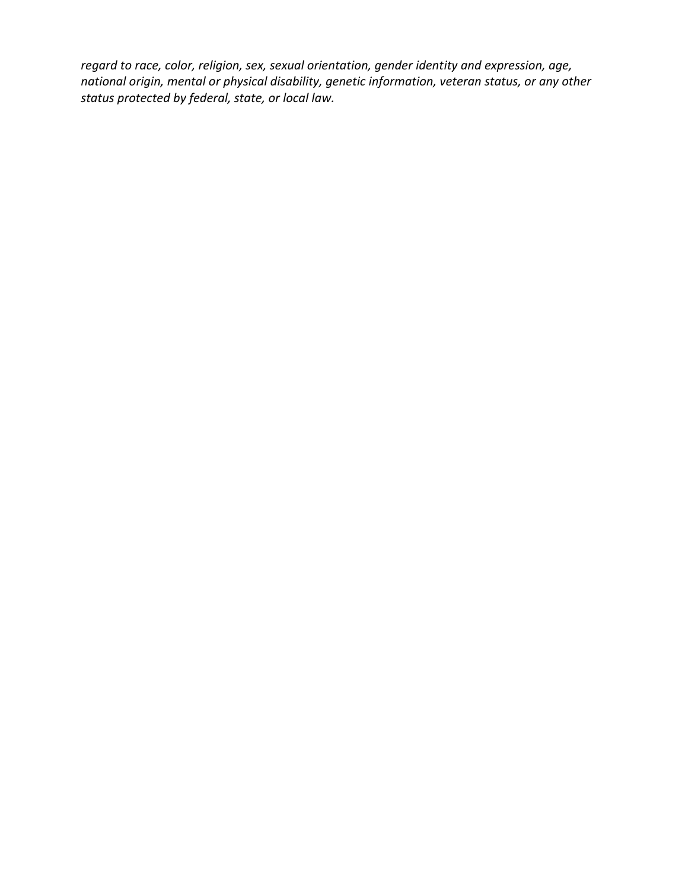*regard to race, color, religion, sex, sexual orientation, gender identity and expression, age, national origin, mental or physical disability, genetic information, veteran status, or any other status protected by federal, state, or local law.*